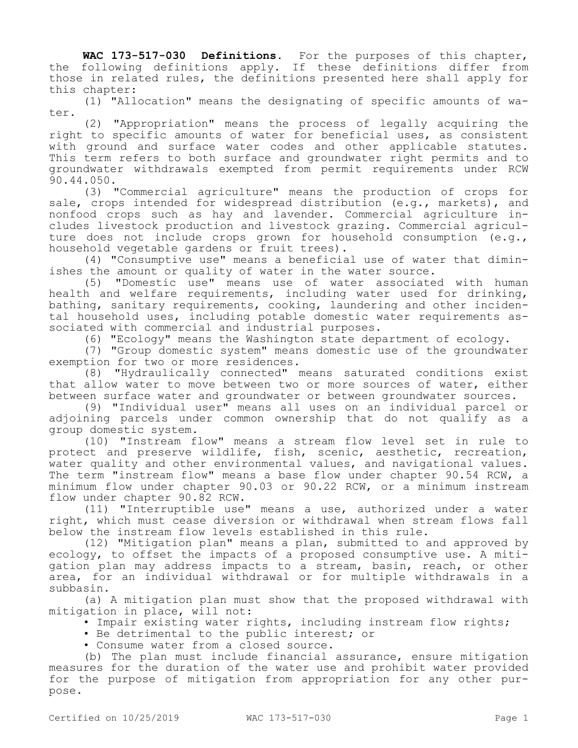**WAC 173-517-030 Definitions.** For the purposes of this chapter, the following definitions apply. If these definitions differ from those in related rules, the definitions presented here shall apply for this chapter:

(1) "Allocation" means the designating of specific amounts of water.

(2) "Appropriation" means the process of legally acquiring the right to specific amounts of water for beneficial uses, as consistent with ground and surface water codes and other applicable statutes. This term refers to both surface and groundwater right permits and to groundwater withdrawals exempted from permit requirements under RCW 90.44.050.

(3) "Commercial agriculture" means the production of crops for sale, crops intended for widespread distribution (e.g., markets), and nonfood crops such as hay and lavender. Commercial agriculture includes livestock production and livestock grazing. Commercial agriculture does not include crops grown for household consumption (e.g., household vegetable gardens or fruit trees).

(4) "Consumptive use" means a beneficial use of water that diminishes the amount or quality of water in the water source.

(5) "Domestic use" means use of water associated with human health and welfare requirements, including water used for drinking, bathing, sanitary requirements, cooking, laundering and other incidental household uses, including potable domestic water requirements associated with commercial and industrial purposes.

(6) "Ecology" means the Washington state department of ecology.

(7) "Group domestic system" means domestic use of the groundwater exemption for two or more residences.

(8) "Hydraulically connected" means saturated conditions exist that allow water to move between two or more sources of water, either between surface water and groundwater or between groundwater sources.

(9) "Individual user" means all uses on an individual parcel or adjoining parcels under common ownership that do not qualify as a group domestic system.

(10) "Instream flow" means a stream flow level set in rule to protect and preserve wildlife, fish, scenic, aesthetic, recreation, water quality and other environmental values, and navigational values. The term "instream flow" means a base flow under chapter 90.54 RCW, a minimum flow under chapter 90.03 or 90.22 RCW, or a minimum instream flow under chapter 90.82 RCW.

(11) "Interruptible use" means a use, authorized under a water right, which must cease diversion or withdrawal when stream flows fall below the instream flow levels established in this rule.

(12) "Mitigation plan" means a plan, submitted to and approved by ecology, to offset the impacts of a proposed consumptive use. A mitigation plan may address impacts to a stream, basin, reach, or other area, for an individual withdrawal or for multiple withdrawals in a subbasin.

(a) A mitigation plan must show that the proposed withdrawal with mitigation in place, will not:

- Impair existing water rights, including instream flow rights;
- Be detrimental to the public interest; or
- Consume water from a closed source.

(b) The plan must include financial assurance, ensure mitigation measures for the duration of the water use and prohibit water provided for the purpose of mitigation from appropriation for any other purpose.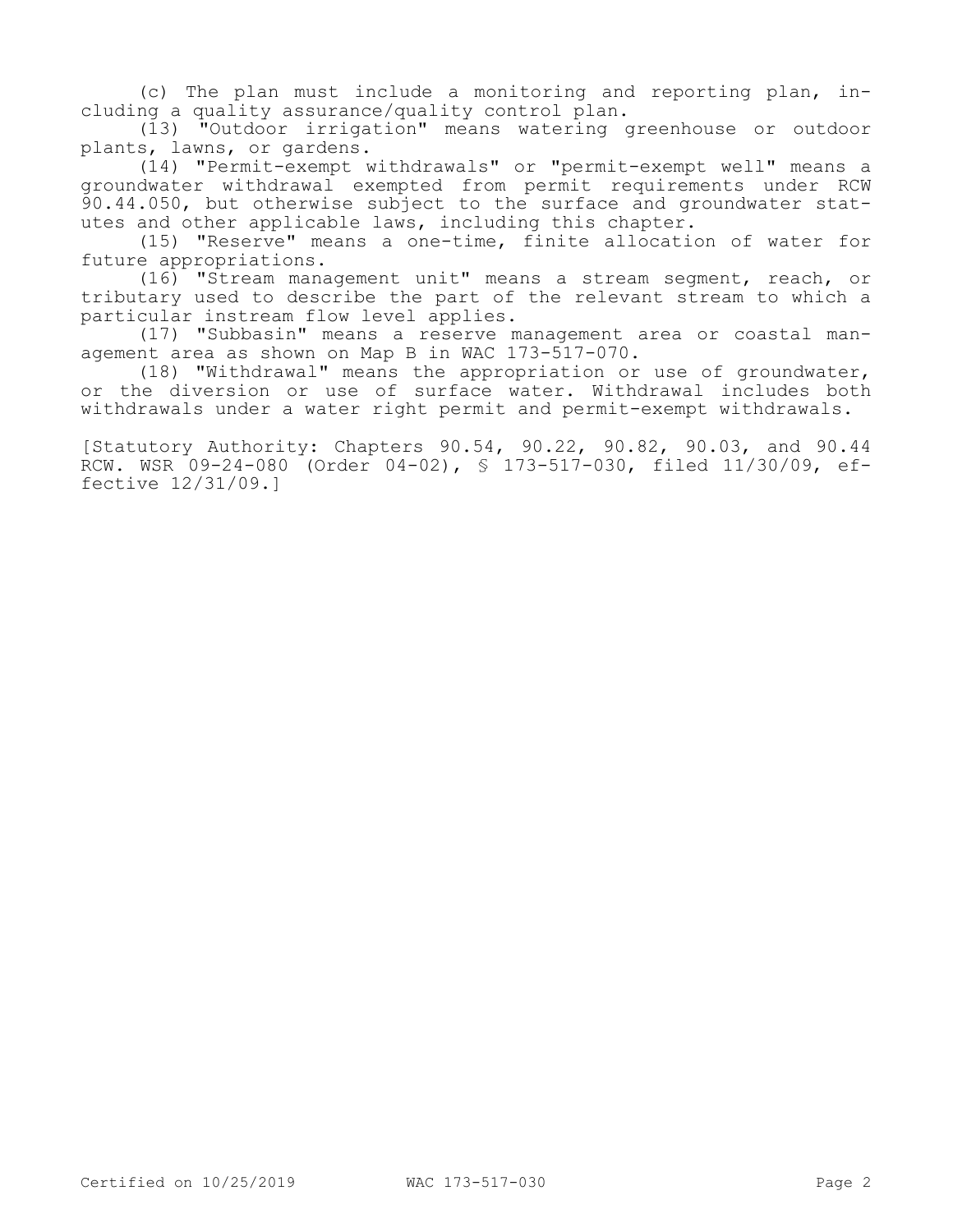(c) The plan must include a monitoring and reporting plan, including a quality assurance/quality control plan.

(13) "Outdoor irrigation" means watering greenhouse or outdoor plants, lawns, or gardens.

(14) "Permit-exempt withdrawals" or "permit-exempt well" means a groundwater withdrawal exempted from permit requirements under RCW 90.44.050, but otherwise subject to the surface and groundwater statutes and other applicable laws, including this chapter.

(15) "Reserve" means a one-time, finite allocation of water for future appropriations.

(16) "Stream management unit" means a stream segment, reach, or tributary used to describe the part of the relevant stream to which a particular instream flow level applies.

(17) "Subbasin" means a reserve management area or coastal management area as shown on Map B in WAC 173-517-070.

(18) "Withdrawal" means the appropriation or use of groundwater, or the diversion or use of surface water. Withdrawal includes both withdrawals under a water right permit and permit-exempt withdrawals.

[Statutory Authority: Chapters 90.54, 90.22, 90.82, 90.03, and 90.44 RCW. WSR 09-24-080 (Order 04-02), § 173-517-030, filed 11/30/09, effective 12/31/09.]